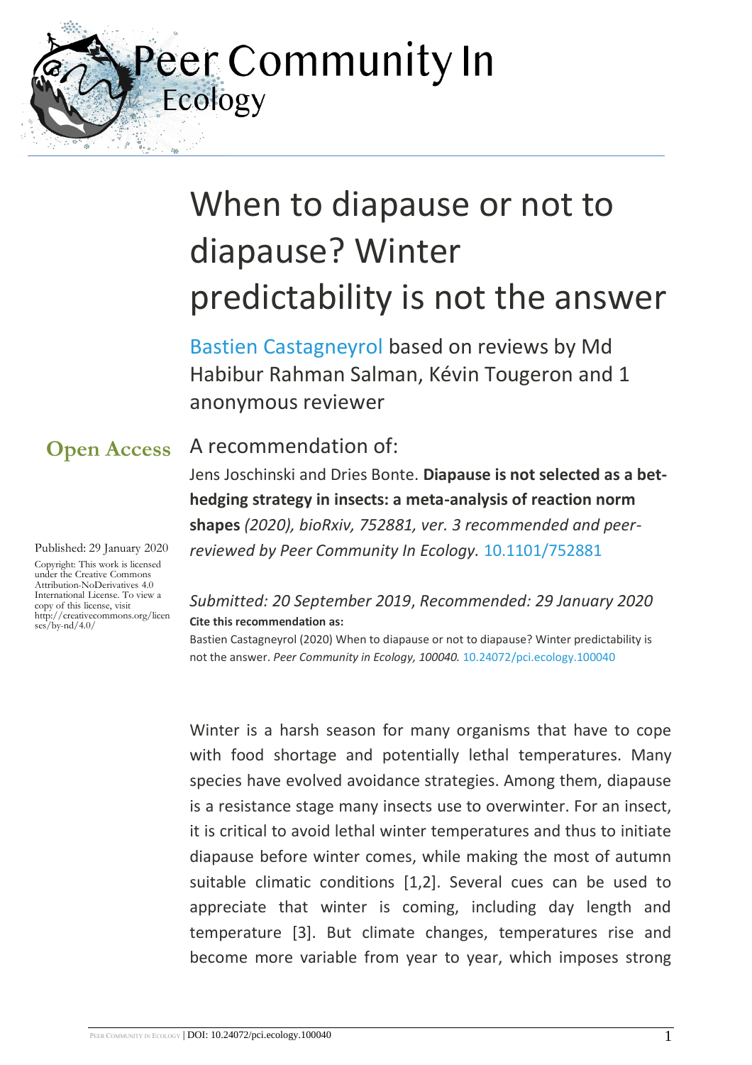Peer Community In
Ecology

# When to diapause or not to diapause? Winter predictability is not the answer

Bastien Castagneyrol based on reviews by Md Habibur Rahman Salman, Kévin Tougeron and 1 anonymous reviewer

**Open Access**

Published: 29 January 2020

Copyright: This work is licensed under the Creative Commons Attribution-NoDerivatives 4.0 International License. To view a copy of this license, visit http://creativecommons.org/licenses/by-nd/4.0/

A recommendation of:

Jens Joschinski and Dries Bonte. **Diapause is not selected as a bet-hedging strategy in insects: a meta-analysis of reaction norm shapes** *(2020), bioRxiv, 752881, ver. 3 recommended and peer-reviewed by Peer Community In Ecology.* 10.1101/752881

*Submitted: 20 September 2019*, *Recommended: 29 January 2020*

**Cite this recommendation as:**

Bastien Castagneyrol (2020) When to diapause or not to diapause? Winter predictability is not the answer. *Peer Community in Ecology, 100040.* 10.24072/pci.ecology.100040

Winter is a harsh season for many organisms that have to cope with food shortage and potentially lethal temperatures. Many species have evolved avoidance strategies. Among them, diapause is a resistance stage many insects use to overwinter. For an insect, it is critical to avoid lethal winter temperatures and thus to initiate diapause before winter comes, while making the most of autumn suitable climatic conditions [1,2]. Several cues can be used to appreciate that winter is coming, including day length and temperature [3]. But climate changes, temperatures rise and become more variable from year to year, which imposes strong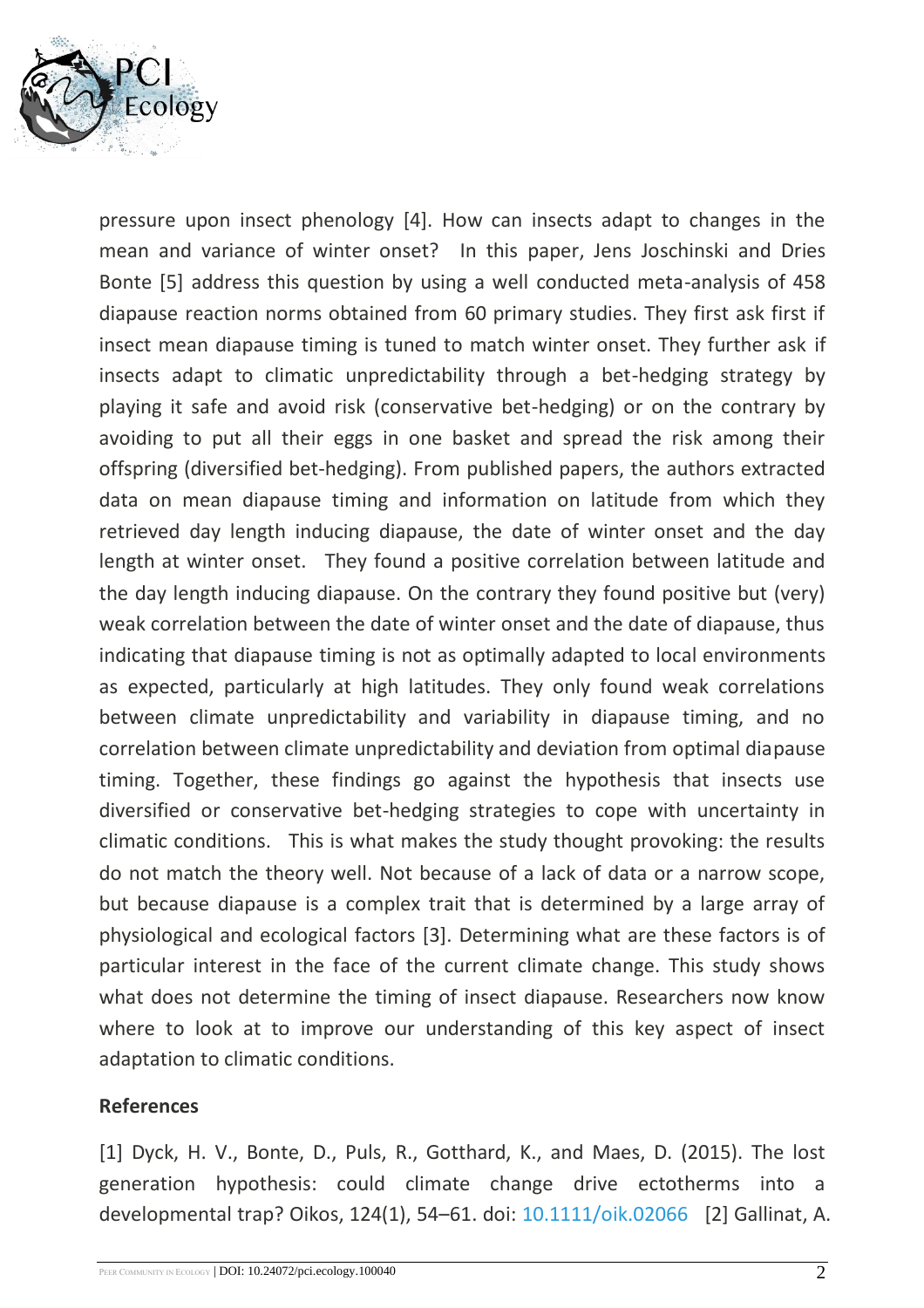pressure upon insect phenology [4]. How can insects adapt to changes in the mean and variance of winter onset? In this paper, Jens Joschinski and Dries Bonte [5] address this question by using a well conducted meta-analysis of 458 diapause reaction norms obtained from 60 primary studies. They first ask first if insect mean diapause timing is tuned to match winter onset. They further ask if insects adapt to climatic unpredictability through a bet-hedging strategy by playing it safe and avoid risk (conservative bet-hedging) or on the contrary by avoiding to put all their eggs in one basket and spread the risk among their offspring (diversified bet-hedging). From published papers, the authors extracted data on mean diapause timing and information on latitude from which they retrieved day length inducing diapause, the date of winter onset and the day length at winter onset. They found a positive correlation between latitude and the day length inducing diapause. On the contrary they found positive but (very) weak correlation between the date of winter onset and the date of diapause, thus indicating that diapause timing is not as optimally adapted to local environments as expected, particularly at high latitudes. They only found weak correlations between climate unpredictability and variability in diapause timing, and no correlation between climate unpredictability and deviation from optimal diapause timing. Together, these findings go against the hypothesis that insects use diversified or conservative bet-hedging strategies to cope with uncertainty in climatic conditions. This is what makes the study thought provoking: the results do not match the theory well. Not because of a lack of data or a narrow scope, but because diapause is a complex trait that is determined by a large array of physiological and ecological factors [3]. Determining what are these factors is of particular interest in the face of the current climate change. This study shows what does not determine the timing of insect diapause. Researchers now know where to look at to improve our understanding of this key aspect of insect adaptation to climatic conditions.

## References

[1] Dyck, H. V., Bonte, D., Puls, R., Gotthard, K., and Maes, D. (2015). The lost generation hypothesis: could climate change drive ectotherms into a developmental trap? Oikos, 124(1), 54–61. doi: 10.1111/oik.02066 [2] Gallinat, A.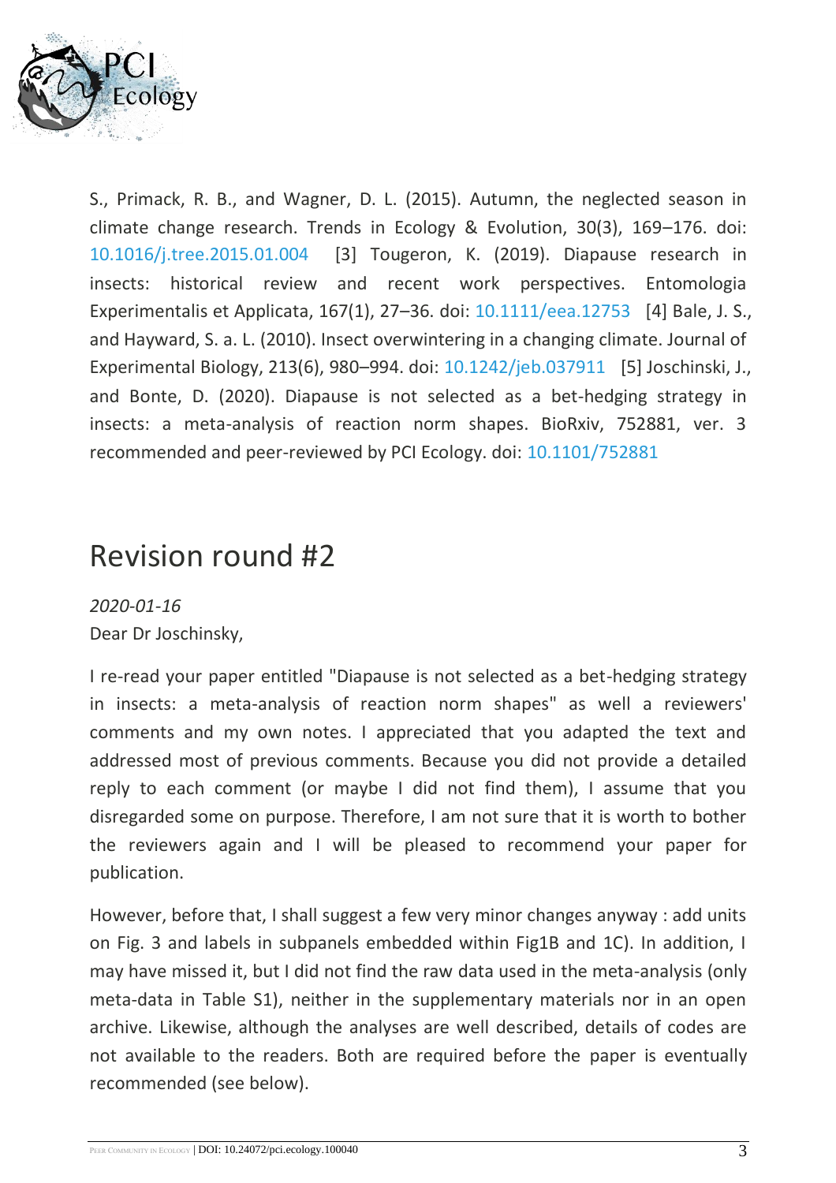S., Primack, R. B., and Wagner, D. L. (2015). Autumn, the neglected season in climate change research. Trends in Ecology & Evolution, 30(3), 169–176. doi: 10.1016/j.tree.2015.01.004 [3] Tougeron, K. (2019). Diapause research in insects: historical review and recent work perspectives. Entomologia Experimentalis et Applicata, 167(1), 27–36. doi: 10.1111/eea.12753 [4] Bale, J. S., and Hayward, S. a. L. (2010). Insect overwintering in a changing climate. Journal of Experimental Biology, 213(6), 980–994. doi: 10.1242/jeb.037911 [5] Joschinski, J., and Bonte, D. (2020). Diapause is not selected as a bet-hedging strategy in insects: a meta-analysis of reaction norm shapes. BioRxiv, 752881, ver. 3 recommended and peer-reviewed by PCI Ecology. doi: 10.1101/752881

# Revision round #2

*2020-01-16*

Dear Dr Joschinsky,

I re-read your paper entitled "Diapause is not selected as a bet-hedging strategy in insects: a meta-analysis of reaction norm shapes" as well a reviewers' comments and my own notes. I appreciated that you adapted the text and addressed most of previous comments. Because you did not provide a detailed reply to each comment (or maybe I did not find them), I assume that you disregarded some on purpose. Therefore, I am not sure that it is worth to bother the reviewers again and I will be pleased to recommend your paper for publication.

However, before that, I shall suggest a few very minor changes anyway : add units on Fig. 3 and labels in subpanels embedded within Fig1B and 1C). In addition, I may have missed it, but I did not find the raw data used in the meta-analysis (only meta-data in Table S1), neither in the supplementary materials nor in an open archive. Likewise, although the analyses are well described, details of codes are not available to the readers. Both are required before the paper is eventually recommended (see below).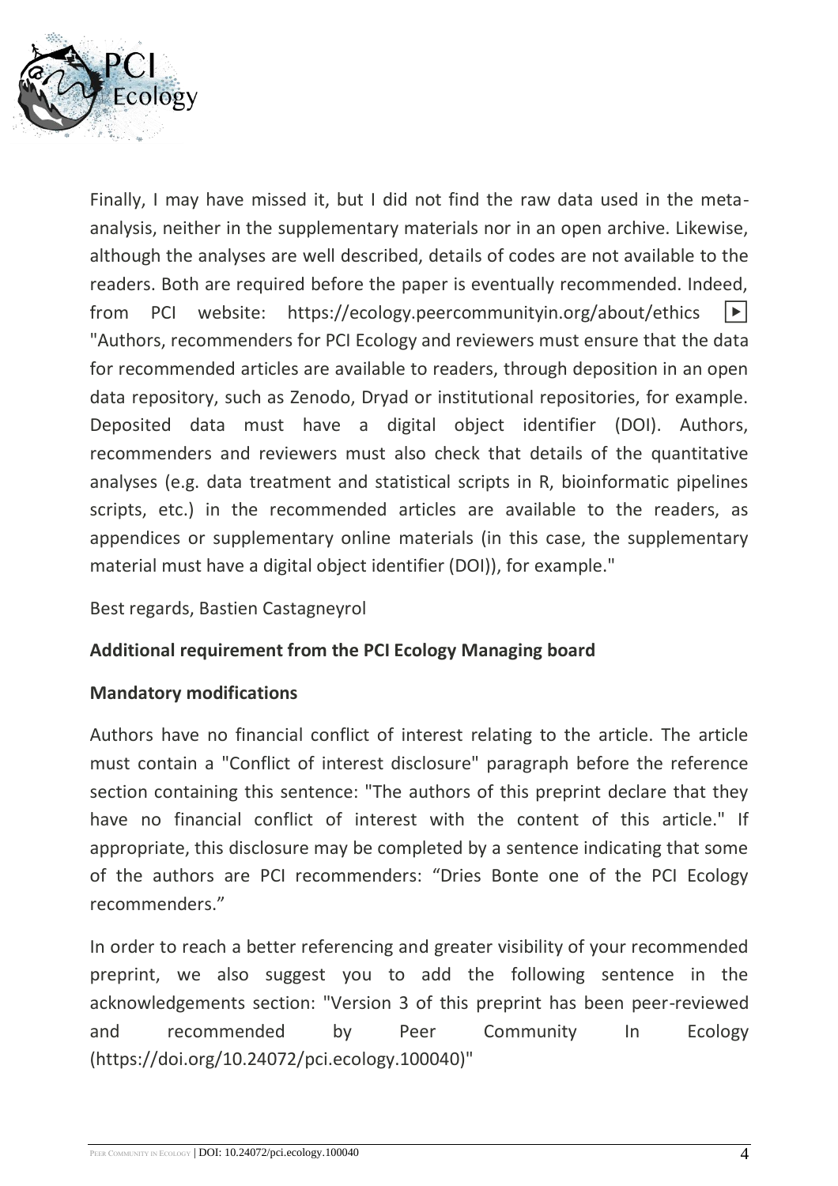Finally, I may have missed it, but I did not find the raw data used in the meta-analysis, neither in the supplementary materials nor in an open archive. Likewise, although the analyses are well described, details of codes are not available to the readers. Both are required before the paper is eventually recommended. Indeed, from PCI website: https://ecology.peercommunityin.org/about/ethics "Authors, recommenders for PCI Ecology and reviewers must ensure that the data for recommended articles are available to readers, through deposition in an open data repository, such as Zenodo, Dryad or institutional repositories, for example. Deposited data must have a digital object identifier (DOI). Authors, recommenders and reviewers must also check that details of the quantitative analyses (e.g. data treatment and statistical scripts in R, bioinformatic pipelines scripts, etc.) in the recommended articles are available to the readers, as appendices or supplementary online materials (in this case, the supplementary material must have a digital object identifier (DOI)), for example."

Best regards, Bastien Castagneyrol

**Additional requirement from the PCI Ecology Managing board**

**Mandatory modifications**

Authors have no financial conflict of interest relating to the article. The article must contain a "Conflict of interest disclosure" paragraph before the reference section containing this sentence: "The authors of this preprint declare that they have no financial conflict of interest with the content of this article." If appropriate, this disclosure may be completed by a sentence indicating that some of the authors are PCI recommenders: "Dries Bonte one of the PCI Ecology recommenders."

In order to reach a better referencing and greater visibility of your recommended preprint, we also suggest you to add the following sentence in the acknowledgements section: "Version 3 of this preprint has been peer-reviewed and recommended by Peer Community In Ecology (https://doi.org/10.24072/pci.ecology.100040)"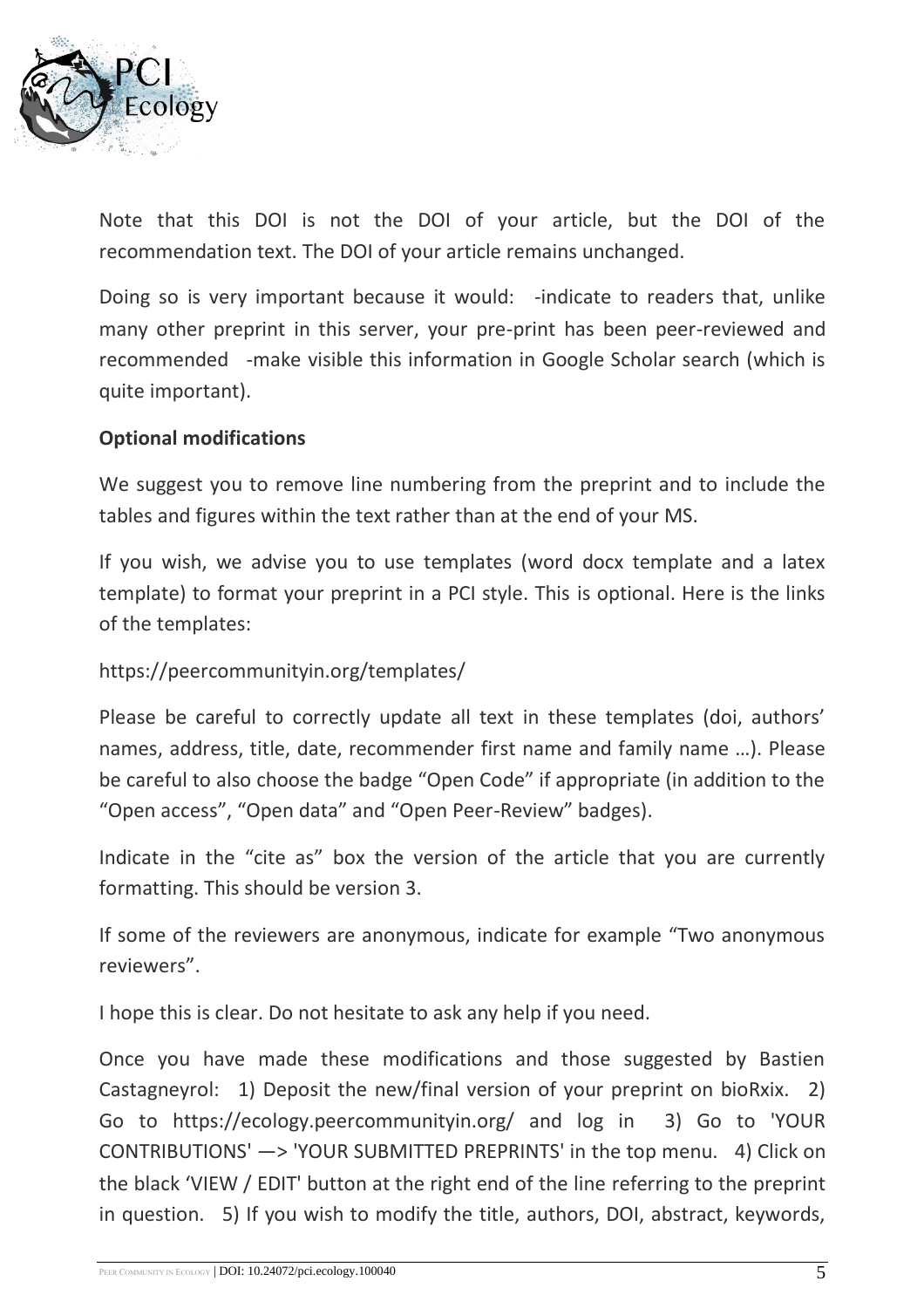Note that this DOI is not the DOI of your article, but the DOI of the recommendation text. The DOI of your article remains unchanged.

Doing so is very important because it would: -indicate to readers that, unlike many other preprint in this server, your pre-print has been peer-reviewed and recommended -make visible this information in Google Scholar search (which is quite important).

**Optional modifications**

We suggest you to remove line numbering from the preprint and to include the tables and figures within the text rather than at the end of your MS.

If you wish, we advise you to use templates (word docx template and a latex template) to format your preprint in a PCI style. This is optional. Here is the links of the templates:

https://peercommunityin.org/templates/

Please be careful to correctly update all text in these templates (doi, authors' names, address, title, date, recommender first name and family name …). Please be careful to also choose the badge "Open Code" if appropriate (in addition to the "Open access", "Open data" and "Open Peer-Review" badges).

Indicate in the "cite as" box the version of the article that you are currently formatting. This should be version 3.

If some of the reviewers are anonymous, indicate for example "Two anonymous reviewers".

I hope this is clear. Do not hesitate to ask any help if you need.

Once you have made these modifications and those suggested by Bastien Castagneyrol: 1) Deposit the new/final version of your preprint on bioRxix. 2) Go to https://ecology.peercommunityin.org/ and log in 3) Go to 'YOUR CONTRIBUTIONS' —> 'YOUR SUBMITTED PREPRINTS' in the top menu. 4) Click on the black 'VIEW / EDIT' button at the right end of the line referring to the preprint in question. 5) If you wish to modify the title, authors, DOI, abstract, keywords,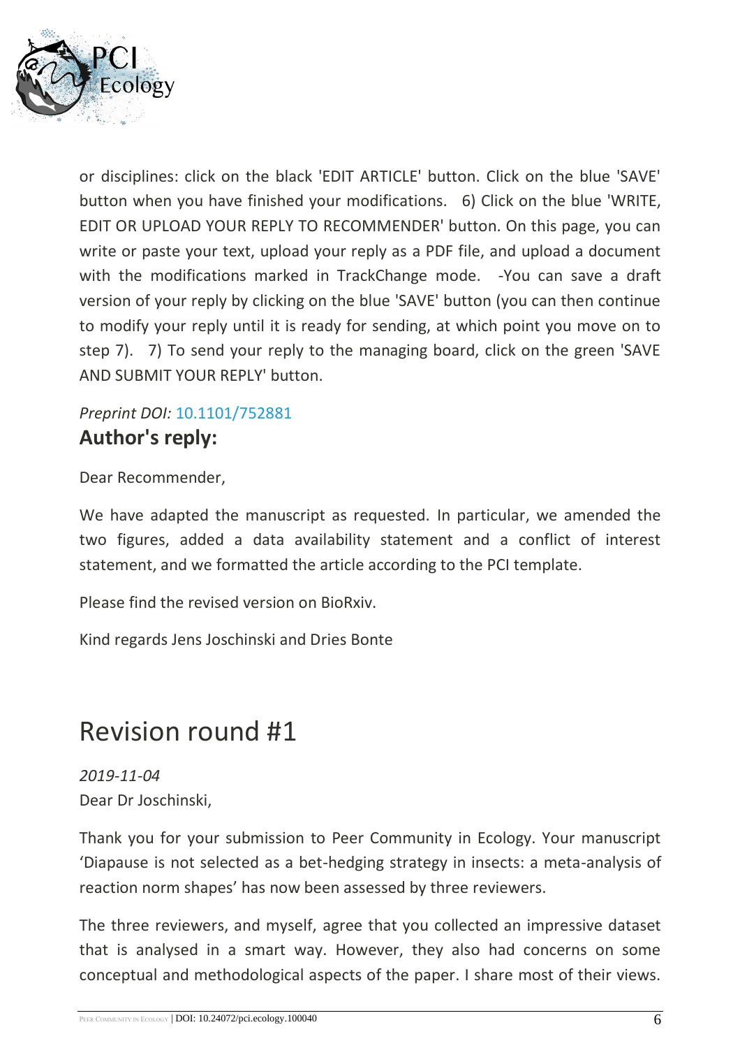or disciplines: click on the black 'EDIT ARTICLE' button. Click on the blue 'SAVE' button when you have finished your modifications. 6) Click on the blue 'WRITE, EDIT OR UPLOAD YOUR REPLY TO RECOMMENDER' button. On this page, you can write or paste your text, upload your reply as a PDF file, and upload a document with the modifications marked in TrackChange mode. -You can save a draft version of your reply by clicking on the blue 'SAVE' button (you can then continue to modify your reply until it is ready for sending, at which point you move on to step 7). 7) To send your reply to the managing board, click on the green 'SAVE AND SUBMIT YOUR REPLY' button.

*Preprint DOI:* 10.1101/752881

### Author's reply:

Dear Recommender,

We have adapted the manuscript as requested. In particular, we amended the two figures, added a data availability statement and a conflict of interest statement, and we formatted the article according to the PCI template.

Please find the revised version on BioRxiv.

Kind regards Jens Joschinski and Dries Bonte

## Revision round #1

*2019-11-04*

Dear Dr Joschinski,

Thank you for your submission to Peer Community in Ecology. Your manuscript 'Diapause is not selected as a bet-hedging strategy in insects: a meta-analysis of reaction norm shapes' has now been assessed by three reviewers.

The three reviewers, and myself, agree that you collected an impressive dataset that is analysed in a smart way. However, they also had concerns on some conceptual and methodological aspects of the paper. I share most of their views.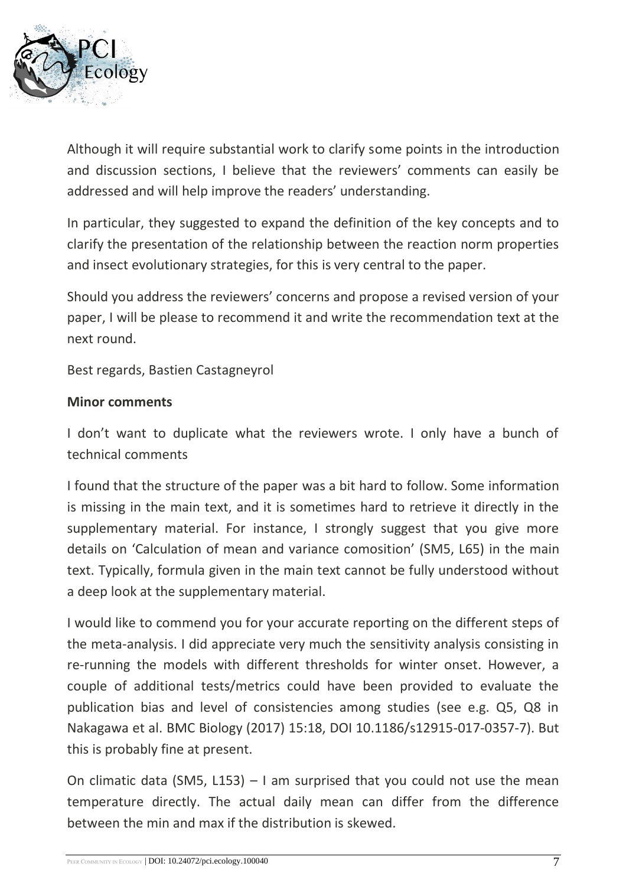Although it will require substantial work to clarify some points in the introduction and discussion sections, I believe that the reviewers' comments can easily be addressed and will help improve the readers' understanding.

In particular, they suggested to expand the definition of the key concepts and to clarify the presentation of the relationship between the reaction norm properties and insect evolutionary strategies, for this is very central to the paper.

Should you address the reviewers' concerns and propose a revised version of your paper, I will be please to recommend it and write the recommendation text at the next round.

Best regards, Bastien Castagneyrol

**Minor comments**

I don't want to duplicate what the reviewers wrote. I only have a bunch of technical comments

I found that the structure of the paper was a bit hard to follow. Some information is missing in the main text, and it is sometimes hard to retrieve it directly in the supplementary material. For instance, I strongly suggest that you give more details on 'Calculation of mean and variance comosition' (SM5, L65) in the main text. Typically, formula given in the main text cannot be fully understood without a deep look at the supplementary material.

I would like to commend you for your accurate reporting on the different steps of the meta-analysis. I did appreciate very much the sensitivity analysis consisting in re-running the models with different thresholds for winter onset. However, a couple of additional tests/metrics could have been provided to evaluate the publication bias and level of consistencies among studies (see e.g. Q5, Q8 in Nakagawa et al. BMC Biology (2017) 15:18, DOI 10.1186/s12915-017-0357-7). But this is probably fine at present.

On climatic data (SM5, L153) – I am surprised that you could not use the mean temperature directly. The actual daily mean can differ from the difference between the min and max if the distribution is skewed.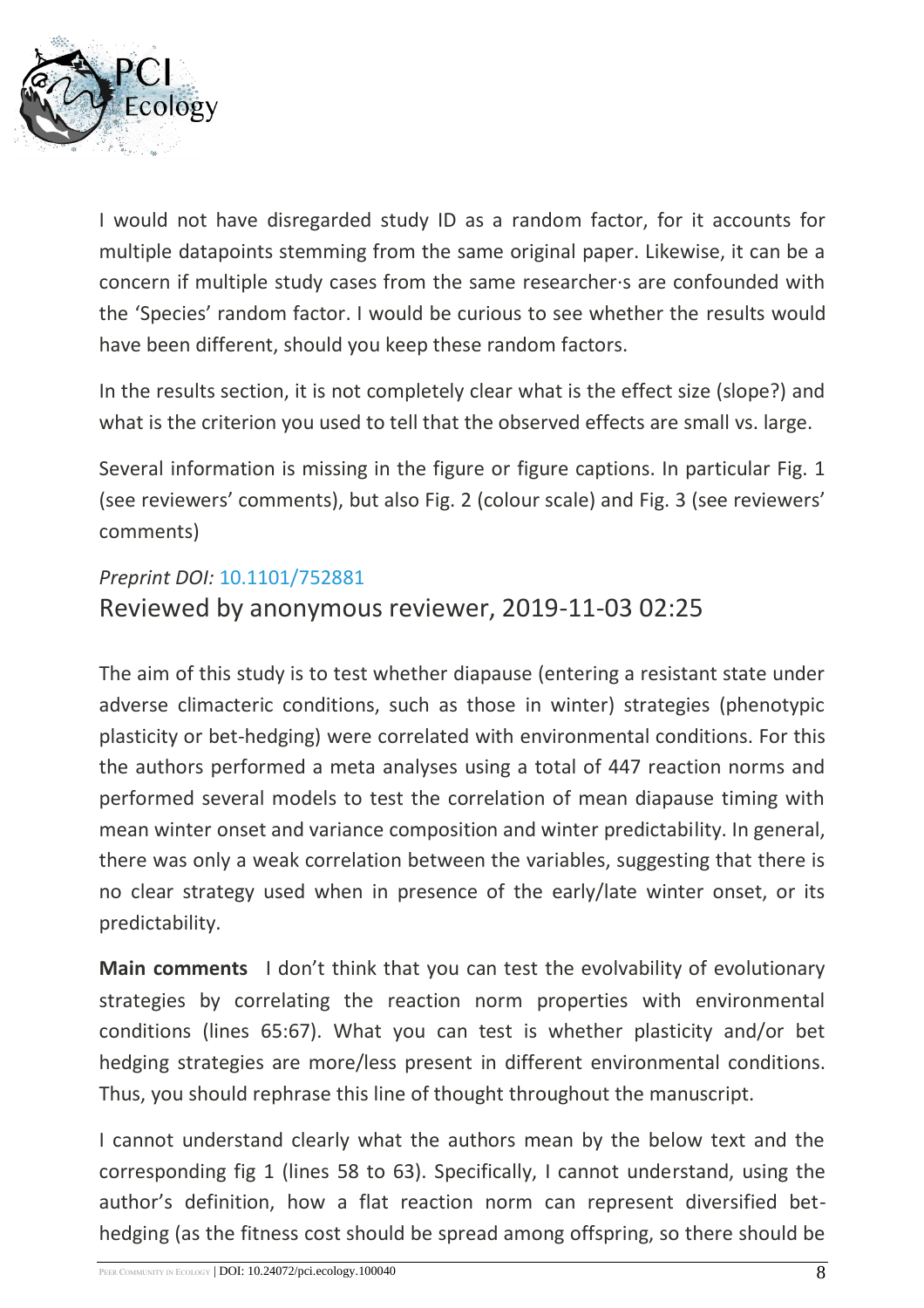I would not have disregarded study ID as a random factor, for it accounts for multiple datapoints stemming from the same original paper. Likewise, it can be a concern if multiple study cases from the same researcher·s are confounded with the 'Species' random factor. I would be curious to see whether the results would have been different, should you keep these random factors.

In the results section, it is not completely clear what is the effect size (slope?) and what is the criterion you used to tell that the observed effects are small vs. large.

Several information is missing in the figure or figure captions. In particular Fig. 1 (see reviewers' comments), but also Fig. 2 (colour scale) and Fig. 3 (see reviewers' comments)

*Preprint DOI:* 10.1101/752881

## Reviewed by anonymous reviewer, 2019-11-03 02:25

The aim of this study is to test whether diapause (entering a resistant state under adverse climacteric conditions, such as those in winter) strategies (phenotypic plasticity or bet-hedging) were correlated with environmental conditions. For this the authors performed a meta analyses using a total of 447 reaction norms and performed several models to test the correlation of mean diapause timing with mean winter onset and variance composition and winter predictability. In general, there was only a weak correlation between the variables, suggesting that there is no clear strategy used when in presence of the early/late winter onset, or its predictability.

**Main comments** I don't think that you can test the evolvability of evolutionary strategies by correlating the reaction norm properties with environmental conditions (lines 65:67). What you can test is whether plasticity and/or bet hedging strategies are more/less present in different environmental conditions. Thus, you should rephrase this line of thought throughout the manuscript.

I cannot understand clearly what the authors mean by the below text and the corresponding fig 1 (lines 58 to 63). Specifically, I cannot understand, using the author's definition, how a flat reaction norm can represent diversified bet-hedging (as the fitness cost should be spread among offspring, so there should be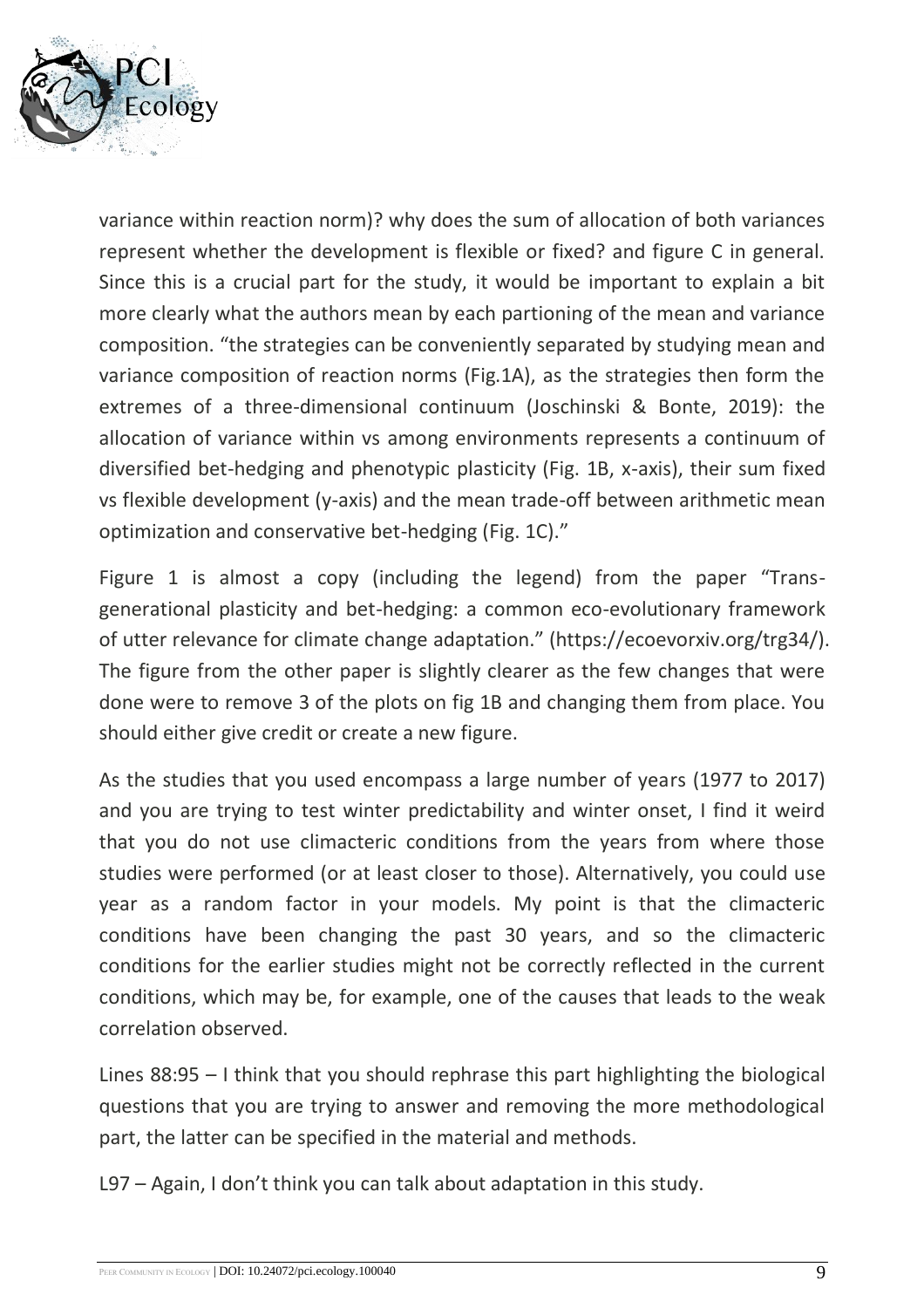variance within reaction norm)? why does the sum of allocation of both variances represent whether the development is flexible or fixed? and figure C in general. Since this is a crucial part for the study, it would be important to explain a bit more clearly what the authors mean by each partioning of the mean and variance composition. "the strategies can be conveniently separated by studying mean and variance composition of reaction norms (Fig.1A), as the strategies then form the extremes of a three-dimensional continuum (Joschinski & Bonte, 2019): the allocation of variance within vs among environments represents a continuum of diversified bet-hedging and phenotypic plasticity (Fig. 1B, x-axis), their sum fixed vs flexible development (y-axis) and the mean trade-off between arithmetic mean optimization and conservative bet-hedging (Fig. 1C)."

Figure 1 is almost a copy (including the legend) from the paper "Trans-generational plasticity and bet-hedging: a common eco-evolutionary framework of utter relevance for climate change adaptation." (https://ecoevorxiv.org/trg34/). The figure from the other paper is slightly clearer as the few changes that were done were to remove 3 of the plots on fig 1B and changing them from place. You should either give credit or create a new figure.

As the studies that you used encompass a large number of years (1977 to 2017) and you are trying to test winter predictability and winter onset, I find it weird that you do not use climacteric conditions from the years from where those studies were performed (or at least closer to those). Alternatively, you could use year as a random factor in your models. My point is that the climacteric conditions have been changing the past 30 years, and so the climacteric conditions for the earlier studies might not be correctly reflected in the current conditions, which may be, for example, one of the causes that leads to the weak correlation observed.

Lines 88:95 – I think that you should rephrase this part highlighting the biological questions that you are trying to answer and removing the more methodological part, the latter can be specified in the material and methods.

L97 – Again, I don't think you can talk about adaptation in this study.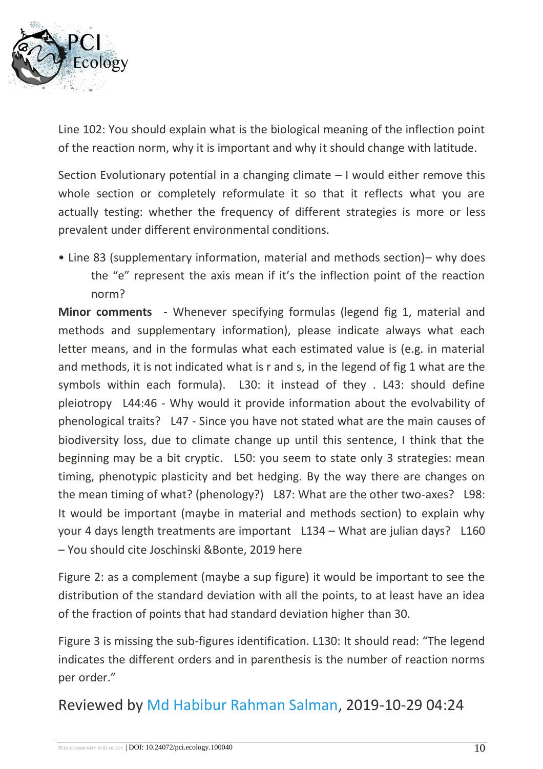Line 102: You should explain what is the biological meaning of the inflection point of the reaction norm, why it is important and why it should change with latitude.

Section Evolutionary potential in a changing climate – I would either remove this whole section or completely reformulate it so that it reflects what you are actually testing: whether the frequency of different strategies is more or less prevalent under different environmental conditions.

- Line 83 (supplementary information, material and methods section)– why does the "e" represent the axis mean if it's the inflection point of the reaction norm?

**Minor comments** - Whenever specifying formulas (legend fig 1, material and methods and supplementary information), please indicate always what each letter means, and in the formulas what each estimated value is (e.g. in material and methods, it is not indicated what is r and s, in the legend of fig 1 what are the symbols within each formula). L30: it instead of they . L43: should define pleiotropy L44:46 - Why would it provide information about the evolvability of phenological traits? L47 - Since you have not stated what are the main causes of biodiversity loss, due to climate change up until this sentence, I think that the beginning may be a bit cryptic. L50: you seem to state only 3 strategies: mean timing, phenotypic plasticity and bet hedging. By the way there are changes on the mean timing of what? (phenology?) L87: What are the other two-axes? L98: It would be important (maybe in material and methods section) to explain why your 4 days length treatments are important L134 – What are julian days? L160 – You should cite Joschinski &Bonte, 2019 here

Figure 2: as a complement (maybe a sup figure) it would be important to see the distribution of the standard deviation with all the points, to at least have an idea of the fraction of points that had standard deviation higher than 30.

Figure 3 is missing the sub-figures identification. L130: It should read: "The legend indicates the different orders and in parenthesis is the number of reaction norms per order."

## Reviewed by Md Habibur Rahman Salman, 2019-10-29 04:24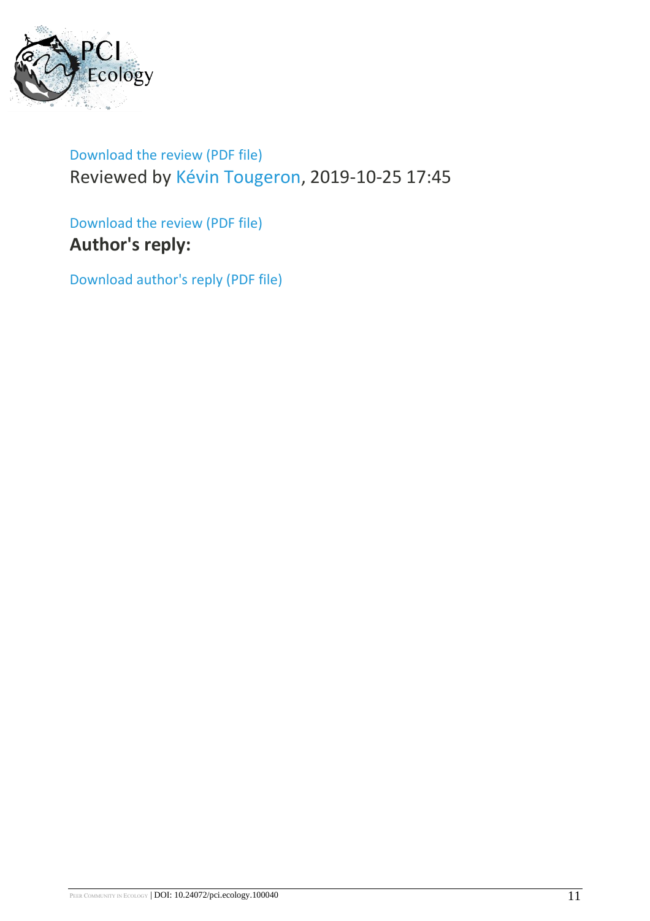Download the review (PDF file)

Reviewed by Kévin Tougeron, 2019-10-25 17:45

Download the review (PDF file)

**Author's reply:**

Download author's reply (PDF file)